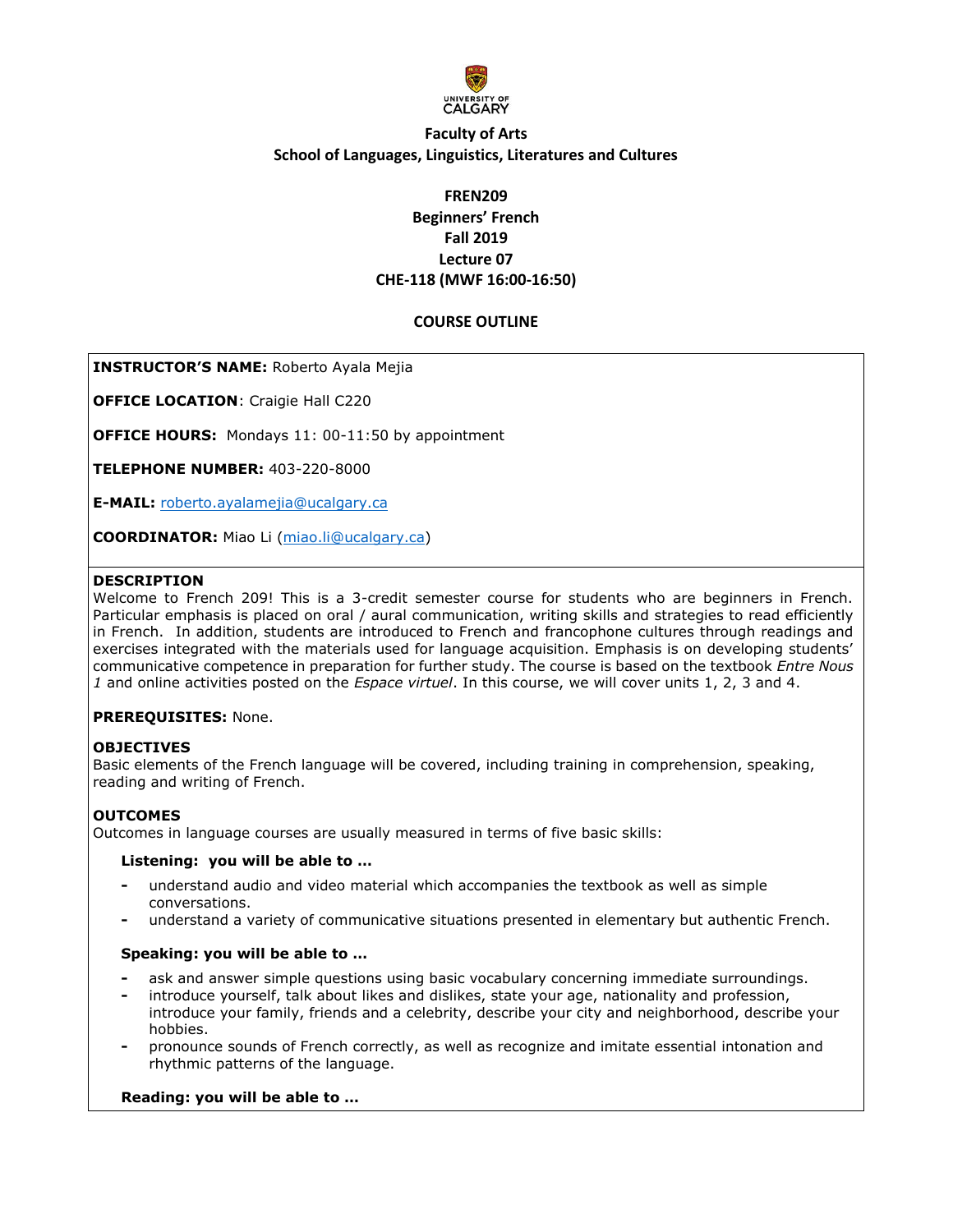**Faculty of Arts**
**School of Languages, Linguistics, Literatures and Cultures**

# FREN209
## Beginners' French
## Fall 2019
## Lecture 07
## CHE-118 (MWF 16:00-16:50)

## COURSE OUTLINE

**INSTRUCTOR'S NAME:** Roberto Ayala Mejia

**OFFICE LOCATION**: Craigie Hall C220

**OFFICE HOURS:** Mondays 11: 00-11:50 by appointment

**TELEPHONE NUMBER:** 403-220-8000

**E-MAIL:** roberto.ayalamejia@ucalgary.ca

**COORDINATOR:** Miao Li (miao.li@ucalgary.ca)

**DESCRIPTION**

Welcome to French 209! This is a 3-credit semester course for students who are beginners in French. Particular emphasis is placed on oral / aural communication, writing skills and strategies to read efficiently in French. In addition, students are introduced to French and francophone cultures through readings and exercises integrated with the materials used for language acquisition. Emphasis is on developing students' communicative competence in preparation for further study. The course is based on the textbook *Entre Nous 1* and online activities posted on the *Espace virtuel*. In this course, we will cover units 1, 2, 3 and 4.

**PREREQUISITES:** None.

**OBJECTIVES**

Basic elements of the French language will be covered, including training in comprehension, speaking, reading and writing of French.

**OUTCOMES**

Outcomes in language courses are usually measured in terms of five basic skills:

**Listening: you will be able to …**

- understand audio and video material which accompanies the textbook as well as simple conversations.
- understand a variety of communicative situations presented in elementary but authentic French.

**Speaking: you will be able to …**

- ask and answer simple questions using basic vocabulary concerning immediate surroundings.
- introduce yourself, talk about likes and dislikes, state your age, nationality and profession, introduce your family, friends and a celebrity, describe your city and neighborhood, describe your hobbies.
- pronounce sounds of French correctly, as well as recognize and imitate essential intonation and rhythmic patterns of the language.

**Reading: you will be able to …**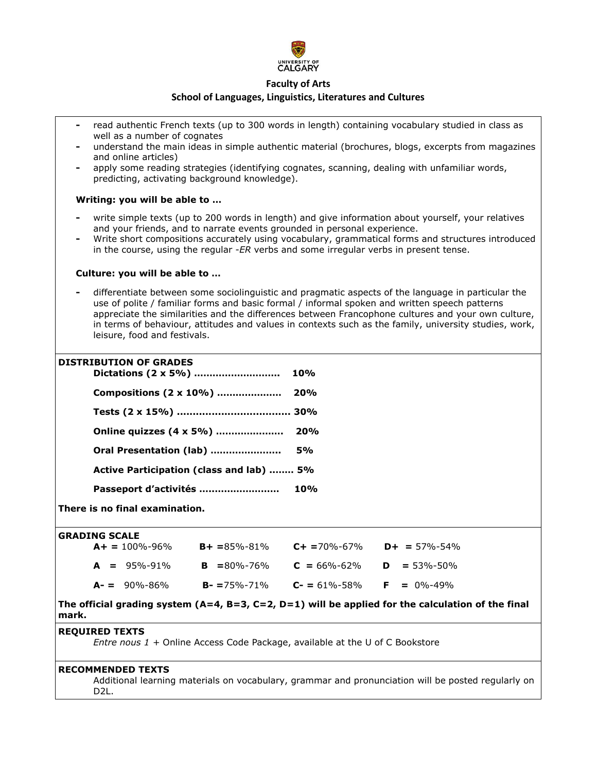- read authentic French texts (up to 300 words in length) containing vocabulary studied in class as well as a number of cognates
- understand the main ideas in simple authentic material (brochures, blogs, excerpts from magazines and online articles)
- apply some reading strategies (identifying cognates, scanning, dealing with unfamiliar words, predicting, activating background knowledge).

**Writing: you will be able to …**

- write simple texts (up to 200 words in length) and give information about yourself, your relatives and your friends, and to narrate events grounded in personal experience.
- Write short compositions accurately using vocabulary, grammatical forms and structures introduced in the course, using the regular -*ER* verbs and some irregular verbs in present tense.

**Culture: you will be able to …**

- differentiate between some sociolinguistic and pragmatic aspects of the language in particular the use of polite / familiar forms and basic formal / informal spoken and written speech patterns appreciate the similarities and the differences between Francophone cultures and your own culture, in terms of behaviour, attitudes and values in contexts such as the family, university studies, work, leisure, food and festivals.

**DISTRIBUTION OF GRADES**

**Dictations (2 x 5%) ……………………… 10%**

**Compositions (2 x 10%) ……………….. 20%**

**Tests (2 x 15%) ……………………………… 30%**

**Online quizzes (4 x 5%) ………………… 20%**

**Oral Presentation (lab) …………………. 5%**

**Active Participation (class and lab) …….. 5%**

**Passeport d'activités ……………………. 10%**

**There is no final examination.**

**GRADING SCALE**

| | | | |
|---|---|---|---|
| **A+ =** 100%-96% | **B+ =**85%-81% | **C+ =**70%-67% | **D+ =** 57%-54% |
| **A =** 95%-91% | **B =**80%-76% | **C =** 66%-62% | **D =** 53%-50% |
| **A- =** 90%-86% | **B- =**75%-71% | **C- =** 61%-58% | **F =** 0%-49% |

**The official grading system (A=4, B=3, C=2, D=1) will be applied for the calculation of the final mark.**

**REQUIRED TEXTS**

*Entre nous 1* + Online Access Code Package, available at the U of C Bookstore

**RECOMMENDED TEXTS**

Additional learning materials on vocabulary, grammar and pronunciation will be posted regularly on D2L.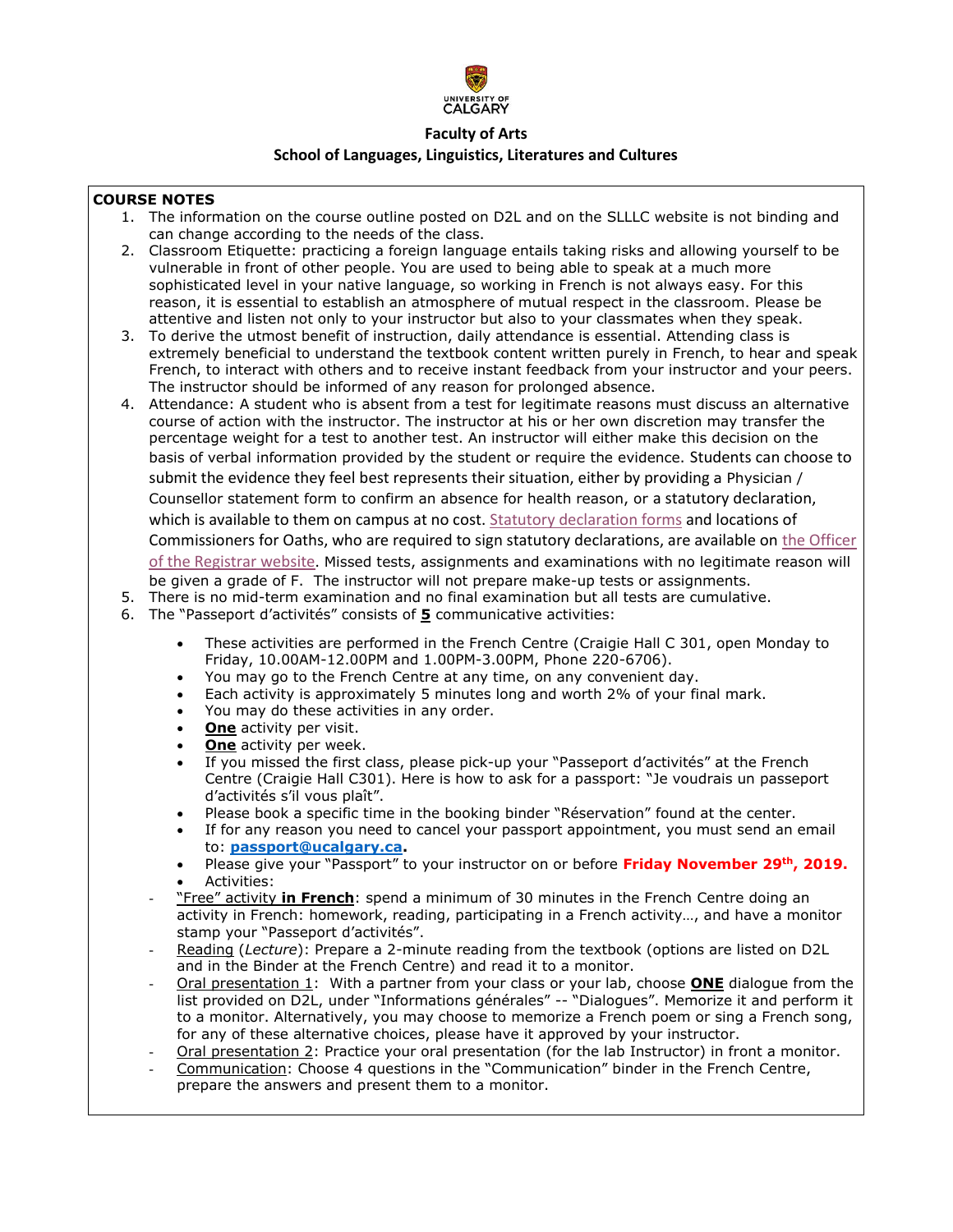**Faculty of Arts**

**School of Languages, Linguistics, Literatures and Cultures**

**COURSE NOTES**

1. The information on the course outline posted on D2L and on the SLLLC website is not binding and can change according to the needs of the class.
2. Classroom Etiquette: practicing a foreign language entails taking risks and allowing yourself to be vulnerable in front of other people. You are used to being able to speak at a much more sophisticated level in your native language, so working in French is not always easy. For this reason, it is essential to establish an atmosphere of mutual respect in the classroom. Please be attentive and listen not only to your instructor but also to your classmates when they speak.
3. To derive the utmost benefit of instruction, daily attendance is essential. Attending class is extremely beneficial to understand the textbook content written purely in French, to hear and speak French, to interact with others and to receive instant feedback from your instructor and your peers. The instructor should be informed of any reason for prolonged absence.
4. Attendance: A student who is absent from a test for legitimate reasons must discuss an alternative course of action with the instructor. The instructor at his or her own discretion may transfer the percentage weight for a test to another test. An instructor will either make this decision on the basis of verbal information provided by the student or require the evidence. Students can choose to submit the evidence they feel best represents their situation, either by providing a Physician / Counsellor statement form to confirm an absence for health reason, or a statutory declaration, which is available to them on campus at no cost. Statutory declaration forms and locations of Commissioners for Oaths, who are required to sign statutory declarations, are available on the Officer of the Registrar website. Missed tests, assignments and examinations with no legitimate reason will be given a grade of F. The instructor will not prepare make-up tests or assignments.
5. There is no mid-term examination and no final examination but all tests are cumulative.
6. The "Passeport d'activités" consists of **5** communicative activities:
   - These activities are performed in the French Centre (Craigie Hall C 301, open Monday to Friday, 10.00AM-12.00PM and 1.00PM-3.00PM, Phone 220-6706).
   - You may go to the French Centre at any time, on any convenient day.
   - Each activity is approximately 5 minutes long and worth 2% of your final mark.
   - You may do these activities in any order.
   - **One** activity per visit.
   - **One** activity per week.
   - If you missed the first class, please pick-up your "Passeport d'activités" at the French Centre (Craigie Hall C301). Here is how to ask for a passport: "Je voudrais un passeport d'activités s'il vous plaît".
   - Please book a specific time in the booking binder "Réservation" found at the center.
   - If for any reason you need to cancel your passport appointment, you must send an email to: **passport@ucalgary.ca.**
   - Please give your "Passport" to your instructor on or before **Friday November 29th, 2019.**
   - Activities:

   - "Free" activity **in French**: spend a minimum of 30 minutes in the French Centre doing an activity in French: homework, reading, participating in a French activity…, and have a monitor stamp your "Passeport d'activités".
   - Reading (*Lecture*): Prepare a 2-minute reading from the textbook (options are listed on D2L and in the Binder at the French Centre) and read it to a monitor.
   - Oral presentation 1: With a partner from your class or your lab, choose **ONE** dialogue from the list provided on D2L, under "Informations générales" -- "Dialogues". Memorize it and perform it to a monitor. Alternatively, you may choose to memorize a French poem or sing a French song, for any of these alternative choices, please have it approved by your instructor.
   - Oral presentation 2: Practice your oral presentation (for the lab Instructor) in front a monitor.
   - Communication: Choose 4 questions in the "Communication" binder in the French Centre, prepare the answers and present them to a monitor.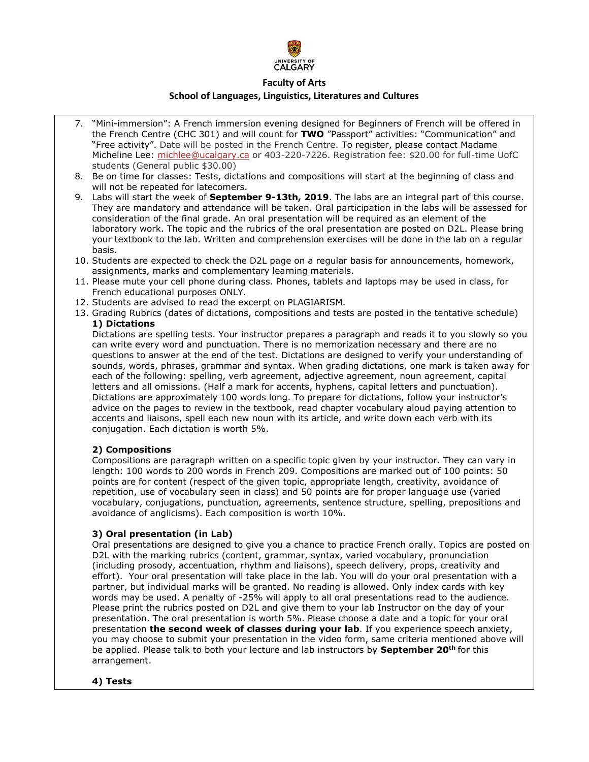**Faculty of Arts**

**School of Languages, Linguistics, Literatures and Cultures**

7. "Mini-immersion": A French immersion evening designed for Beginners of French will be offered in the French Centre (CHC 301) and will count for **TWO** "Passport" activities: "Communication" and "Free activity". Date will be posted in the French Centre. To register, please contact Madame Micheline Lee: michlee@ucalgary.ca or 403-220-7226. Registration fee: $20.00 for full-time UofC students (General public $30.00)
8. Be on time for classes: Tests, dictations and compositions will start at the beginning of class and will not be repeated for latecomers.
9. Labs will start the week of **September 9-13th, 2019**. The labs are an integral part of this course. They are mandatory and attendance will be taken. Oral participation in the labs will be assessed for consideration of the final grade. An oral presentation will be required as an element of the laboratory work. The topic and the rubrics of the oral presentation are posted on D2L. Please bring your textbook to the lab. Written and comprehension exercises will be done in the lab on a regular basis.
10. Students are expected to check the D2L page on a regular basis for announcements, homework, assignments, marks and complementary learning materials.
11. Please mute your cell phone during class. Phones, tablets and laptops may be used in class, for French educational purposes ONLY.
12. Students are advised to read the excerpt on PLAGIARISM.
13. Grading Rubrics (dates of dictations, compositions and tests are posted in the tentative schedule)

    **1) Dictations**

    Dictations are spelling tests. Your instructor prepares a paragraph and reads it to you slowly so you can write every word and punctuation. There is no memorization necessary and there are no questions to answer at the end of the test. Dictations are designed to verify your understanding of sounds, words, phrases, grammar and syntax. When grading dictations, one mark is taken away for each of the following: spelling, verb agreement, adjective agreement, noun agreement, capital letters and all omissions. (Half a mark for accents, hyphens, capital letters and punctuation). Dictations are approximately 100 words long. To prepare for dictations, follow your instructor's advice on the pages to review in the textbook, read chapter vocabulary aloud paying attention to accents and liaisons, spell each new noun with its article, and write down each verb with its conjugation. Each dictation is worth 5%.

    **2) Compositions**

    Compositions are paragraph written on a specific topic given by your instructor. They can vary in length: 100 words to 200 words in French 209. Compositions are marked out of 100 points: 50 points are for content (respect of the given topic, appropriate length, creativity, avoidance of repetition, use of vocabulary seen in class) and 50 points are for proper language use (varied vocabulary, conjugations, punctuation, agreements, sentence structure, spelling, prepositions and avoidance of anglicisms). Each composition is worth 10%.

    **3) Oral presentation (in Lab)**

    Oral presentations are designed to give you a chance to practice French orally. Topics are posted on D2L with the marking rubrics (content, grammar, syntax, varied vocabulary, pronunciation (including prosody, accentuation, rhythm and liaisons), speech delivery, props, creativity and effort). Your oral presentation will take place in the lab. You will do your oral presentation with a partner, but individual marks will be granted. No reading is allowed. Only index cards with key words may be used. A penalty of -25% will apply to all oral presentations read to the audience. Please print the rubrics posted on D2L and give them to your lab Instructor on the day of your presentation. The oral presentation is worth 5%. Please choose a date and a topic for your oral presentation **the second week of classes during your lab**. If you experience speech anxiety, you may choose to submit your presentation in the video form, same criteria mentioned above will be applied. Please talk to both your lecture and lab instructors by **September 20th** for this arrangement.

    **4) Tests**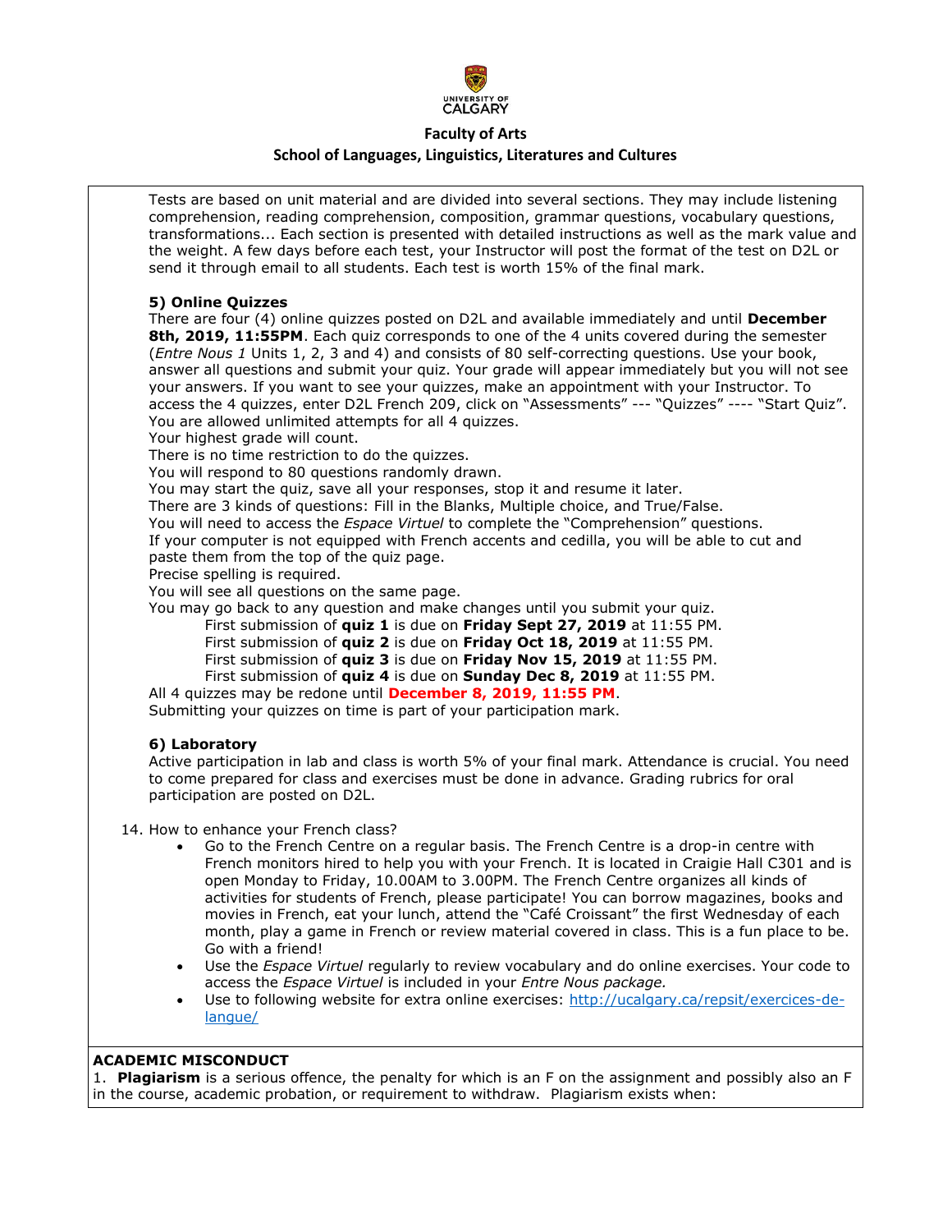Tests are based on unit material and are divided into several sections. They may include listening comprehension, reading comprehension, composition, grammar questions, vocabulary questions, transformations... Each section is presented with detailed instructions as well as the mark value and the weight. A few days before each test, your Instructor will post the format of the test on D2L or send it through email to all students. Each test is worth 15% of the final mark.

**5) Online Quizzes**

There are four (4) online quizzes posted on D2L and available immediately and until **December 8th, 2019, 11:55PM**. Each quiz corresponds to one of the 4 units covered during the semester (*Entre Nous 1* Units 1, 2, 3 and 4) and consists of 80 self-correcting questions. Use your book, answer all questions and submit your quiz. Your grade will appear immediately but you will not see your answers. If you want to see your quizzes, make an appointment with your Instructor. To access the 4 quizzes, enter D2L French 209, click on "Assessments" --- "Quizzes" ---- "Start Quiz". You are allowed unlimited attempts for all 4 quizzes.

Your highest grade will count.

There is no time restriction to do the quizzes.

You will respond to 80 questions randomly drawn.

You may start the quiz, save all your responses, stop it and resume it later.

There are 3 kinds of questions: Fill in the Blanks, Multiple choice, and True/False.

You will need to access the *Espace Virtuel* to complete the "Comprehension" questions.

If your computer is not equipped with French accents and cedilla, you will be able to cut and paste them from the top of the quiz page.

Precise spelling is required.

You will see all questions on the same page.

You may go back to any question and make changes until you submit your quiz.

First submission of **quiz 1** is due on **Friday Sept 27, 2019** at 11:55 PM.
First submission of **quiz 2** is due on **Friday Oct 18, 2019** at 11:55 PM.
First submission of **quiz 3** is due on **Friday Nov 15, 2019** at 11:55 PM.
First submission of **quiz 4** is due on **Sunday Dec 8, 2019** at 11:55 PM.

All 4 quizzes may be redone until **December 8, 2019, 11:55 PM**.

Submitting your quizzes on time is part of your participation mark.

**6) Laboratory**

Active participation in lab and class is worth 5% of your final mark. Attendance is crucial. You need to come prepared for class and exercises must be done in advance. Grading rubrics for oral participation are posted on D2L.

14. How to enhance your French class?
    - Go to the French Centre on a regular basis. The French Centre is a drop-in centre with French monitors hired to help you with your French. It is located in Craigie Hall C301 and is open Monday to Friday, 10.00AM to 3.00PM. The French Centre organizes all kinds of activities for students of French, please participate! You can borrow magazines, books and movies in French, eat your lunch, attend the "Café Croissant" the first Wednesday of each month, play a game in French or review material covered in class. This is a fun place to be. Go with a friend!
    - Use the *Espace Virtuel* regularly to review vocabulary and do online exercises. Your code to access the *Espace Virtuel* is included in your *Entre Nous package.*
    - Use to following website for extra online exercises: [http://ucalgary.ca/repsit/exercices-de-langue/](http://ucalgary.ca/repsit/exercices-de-langue/)

**ACADEMIC MISCONDUCT**

1. **Plagiarism** is a serious offence, the penalty for which is an F on the assignment and possibly also an F in the course, academic probation, or requirement to withdraw. Plagiarism exists when: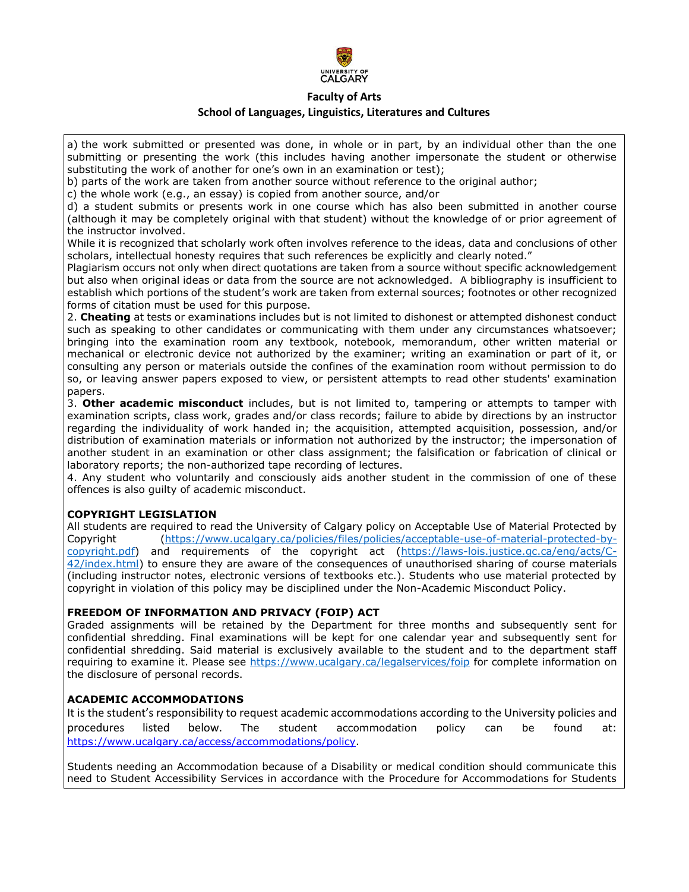a) the work submitted or presented was done, in whole or in part, by an individual other than the one submitting or presenting the work (this includes having another impersonate the student or otherwise substituting the work of another for one's own in an examination or test);
b) parts of the work are taken from another source without reference to the original author;
c) the whole work (e.g., an essay) is copied from another source, and/or
d) a student submits or presents work in one course which has also been submitted in another course (although it may be completely original with that student) without the knowledge of or prior agreement of the instructor involved.
While it is recognized that scholarly work often involves reference to the ideas, data and conclusions of other scholars, intellectual honesty requires that such references be explicitly and clearly noted."
Plagiarism occurs not only when direct quotations are taken from a source without specific acknowledgement but also when original ideas or data from the source are not acknowledged. A bibliography is insufficient to establish which portions of the student's work are taken from external sources; footnotes or other recognized forms of citation must be used for this purpose.
2. **Cheating** at tests or examinations includes but is not limited to dishonest or attempted dishonest conduct such as speaking to other candidates or communicating with them under any circumstances whatsoever; bringing into the examination room any textbook, notebook, memorandum, other written material or mechanical or electronic device not authorized by the examiner; writing an examination or part of it, or consulting any person or materials outside the confines of the examination room without permission to do so, or leaving answer papers exposed to view, or persistent attempts to read other students' examination papers.
3. **Other academic misconduct** includes, but is not limited to, tampering or attempts to tamper with examination scripts, class work, grades and/or class records; failure to abide by directions by an instructor regarding the individuality of work handed in; the acquisition, attempted acquisition, possession, and/or distribution of examination materials or information not authorized by the instructor; the impersonation of another student in an examination or other class assignment; the falsification or fabrication of clinical or laboratory reports; the non-authorized tape recording of lectures.
4. Any student who voluntarily and consciously aids another student in the commission of one of these offences is also guilty of academic misconduct.

**COPYRIGHT LEGISLATION**

All students are required to read the University of Calgary policy on Acceptable Use of Material Protected by Copyright (https://www.ucalgary.ca/policies/files/policies/acceptable-use-of-material-protected-by-copyright.pdf) and requirements of the copyright act (https://laws-lois.justice.gc.ca/eng/acts/C-42/index.html) to ensure they are aware of the consequences of unauthorised sharing of course materials (including instructor notes, electronic versions of textbooks etc.). Students who use material protected by copyright in violation of this policy may be disciplined under the Non-Academic Misconduct Policy.

**FREEDOM OF INFORMATION AND PRIVACY (FOIP) ACT**

Graded assignments will be retained by the Department for three months and subsequently sent for confidential shredding. Final examinations will be kept for one calendar year and subsequently sent for confidential shredding. Said material is exclusively available to the student and to the department staff requiring to examine it. Please see https://www.ucalgary.ca/legalservices/foip for complete information on the disclosure of personal records.

**ACADEMIC ACCOMMODATIONS**

It is the student's responsibility to request academic accommodations according to the University policies and procedures listed below. The student accommodation policy can be found at: https://www.ucalgary.ca/access/accommodations/policy.

Students needing an Accommodation because of a Disability or medical condition should communicate this need to Student Accessibility Services in accordance with the Procedure for Accommodations for Students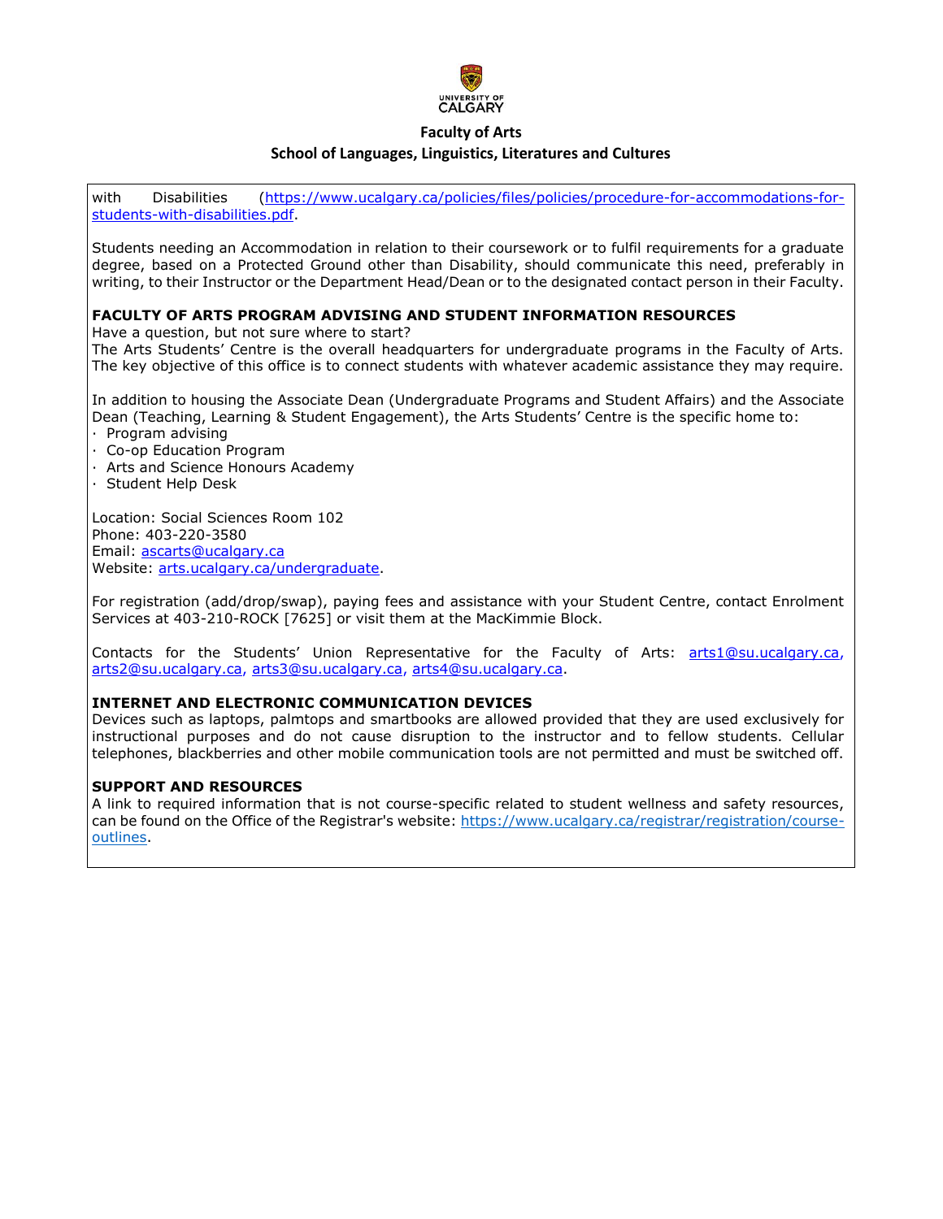with Disabilities (https://www.ucalgary.ca/policies/files/policies/procedure-for-accommodations-for-students-with-disabilities.pdf.

Students needing an Accommodation in relation to their coursework or to fulfil requirements for a graduate degree, based on a Protected Ground other than Disability, should communicate this need, preferably in writing, to their Instructor or the Department Head/Dean or to the designated contact person in their Faculty.

**FACULTY OF ARTS PROGRAM ADVISING AND STUDENT INFORMATION RESOURCES**

Have a question, but not sure where to start?
The Arts Students' Centre is the overall headquarters for undergraduate programs in the Faculty of Arts. The key objective of this office is to connect students with whatever academic assistance they may require.

In addition to housing the Associate Dean (Undergraduate Programs and Student Affairs) and the Associate Dean (Teaching, Learning & Student Engagement), the Arts Students' Centre is the specific home to:

- Program advising
- Co-op Education Program
- Arts and Science Honours Academy
- Student Help Desk

Location: Social Sciences Room 102
Phone: 403-220-3580
Email: ascarts@ucalgary.ca
Website: arts.ucalgary.ca/undergraduate.

For registration (add/drop/swap), paying fees and assistance with your Student Centre, contact Enrolment Services at 403-210-ROCK [7625] or visit them at the MacKimmie Block.

Contacts for the Students' Union Representative for the Faculty of Arts: arts1@su.ucalgary.ca, arts2@su.ucalgary.ca, arts3@su.ucalgary.ca, arts4@su.ucalgary.ca.

**INTERNET AND ELECTRONIC COMMUNICATION DEVICES**

Devices such as laptops, palmtops and smartbooks are allowed provided that they are used exclusively for instructional purposes and do not cause disruption to the instructor and to fellow students. Cellular telephones, blackberries and other mobile communication tools are not permitted and must be switched off.

**SUPPORT AND RESOURCES**

A link to required information that is not course-specific related to student wellness and safety resources, can be found on the Office of the Registrar's website: https://www.ucalgary.ca/registrar/registration/course-outlines.